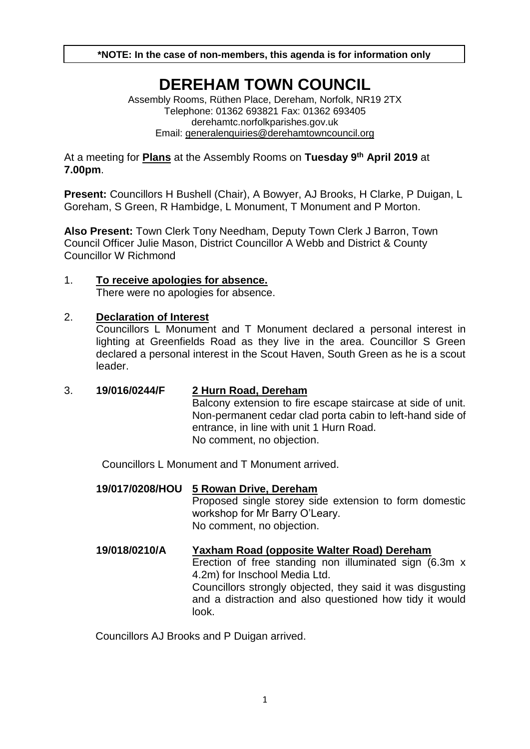**\*NOTE: In the case of non-members, this agenda is for information only**

# DEREHAM TOWN COUNCIL

Assembly Rooms, Rüthen Place, Dereham, Norfolk, NR19 2TX
Telephone: 01362 693821 Fax: 01362 693405
derehamtc.norfolkparishes.gov.uk
Email: generalenquiries@derehamtowncouncil.org

At a meeting for **Plans** at the Assembly Rooms on **Tuesday 9th April 2019** at **7.00pm**.

**Present:** Councillors H Bushell (Chair), A Bowyer, AJ Brooks, H Clarke, P Duigan, L Goreham, S Green, R Hambidge, L Monument, T Monument and P Morton.

**Also Present:** Town Clerk Tony Needham, Deputy Town Clerk J Barron, Town Council Officer Julie Mason, District Councillor A Webb and District & County Councillor W Richmond

1. **To receive apologies for absence.**
   There were no apologies for absence.

2. **Declaration of Interest**
   Councillors L Monument and T Monument declared a personal interest in lighting at Greenfields Road as they live in the area. Councillor S Green declared a personal interest in the Scout Haven, South Green as he is a scout leader.

3. **19/016/0244/F** **2 Hurn Road, Dereham**
   Balcony extension to fire escape staircase at side of unit. Non-permanent cedar clad porta cabin to left-hand side of entrance, in line with unit 1 Hurn Road.
   No comment, no objection.

   Councillors L Monument and T Monument arrived.

   **19/017/0208/HOU** **5 Rowan Drive, Dereham**
   Proposed single storey side extension to form domestic workshop for Mr Barry O'Leary.
   No comment, no objection.

   **19/018/0210/A** **Yaxham Road (opposite Walter Road) Dereham**
   Erection of free standing non illuminated sign (6.3m x 4.2m) for Inschool Media Ltd.
   Councillors strongly objected, they said it was disgusting and a distraction and also questioned how tidy it would look.

   Councillors AJ Brooks and P Duigan arrived.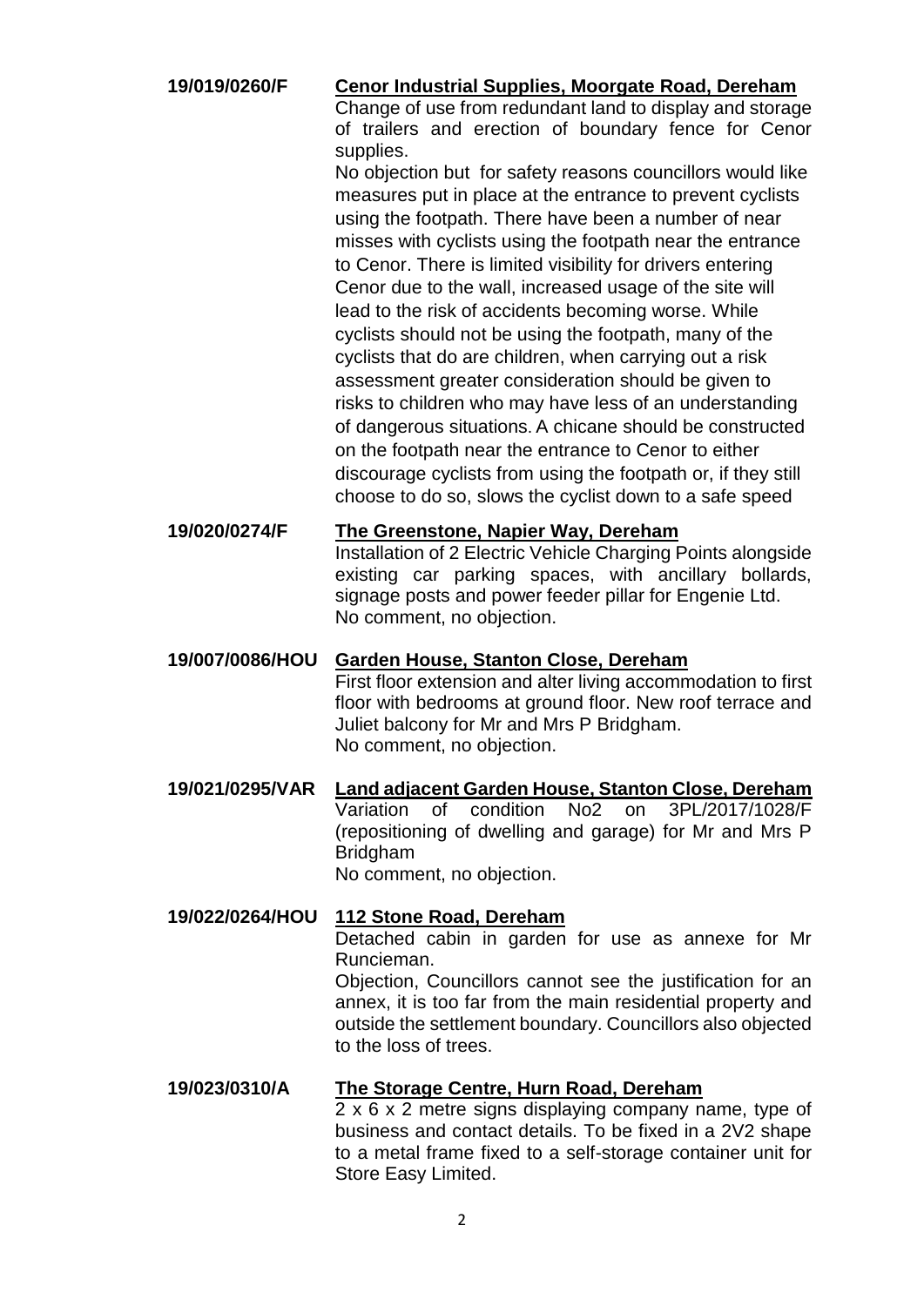**19/019/0260/F** **<u>Cenor Industrial Supplies, Moorgate Road, Dereham</u>**

Change of use from redundant land to display and storage of trailers and erection of boundary fence for Cenor supplies.

No objection but for safety reasons councillors would like measures put in place at the entrance to prevent cyclists using the footpath. There have been a number of near misses with cyclists using the footpath near the entrance to Cenor. There is limited visibility for drivers entering Cenor due to the wall, increased usage of the site will lead to the risk of accidents becoming worse. While cyclists should not be using the footpath, many of the cyclists that do are children, when carrying out a risk assessment greater consideration should be given to risks to children who may have less of an understanding of dangerous situations. A chicane should be constructed on the footpath near the entrance to Cenor to either discourage cyclists from using the footpath or, if they still choose to do so, slows the cyclist down to a safe speed

**19/020/0274/F** **<u>The Greenstone, Napier Way, Dereham</u>**

Installation of 2 Electric Vehicle Charging Points alongside existing car parking spaces, with ancillary bollards, signage posts and power feeder pillar for Engenie Ltd.

No comment, no objection.

**19/007/0086/HOU** **<u>Garden House, Stanton Close, Dereham</u>**

First floor extension and alter living accommodation to first floor with bedrooms at ground floor. New roof terrace and Juliet balcony for Mr and Mrs P Bridgham.

No comment, no objection.

**19/021/0295/VAR** **<u>Land adjacent Garden House, Stanton Close, Dereham</u>**

Variation of condition No2 on 3PL/2017/1028/F (repositioning of dwelling and garage) for Mr and Mrs P Bridgham

No comment, no objection.

**19/022/0264/HOU** **<u>112 Stone Road, Dereham</u>**

Detached cabin in garden for use as annexe for Mr Runcieman.

Objection, Councillors cannot see the justification for an annex, it is too far from the main residential property and outside the settlement boundary. Councillors also objected to the loss of trees.

**19/023/0310/A** **<u>The Storage Centre, Hurn Road, Dereham</u>**

2 x 6 x 2 metre signs displaying company name, type of business and contact details. To be fixed in a 2V2 shape to a metal frame fixed to a self-storage container unit for Store Easy Limited.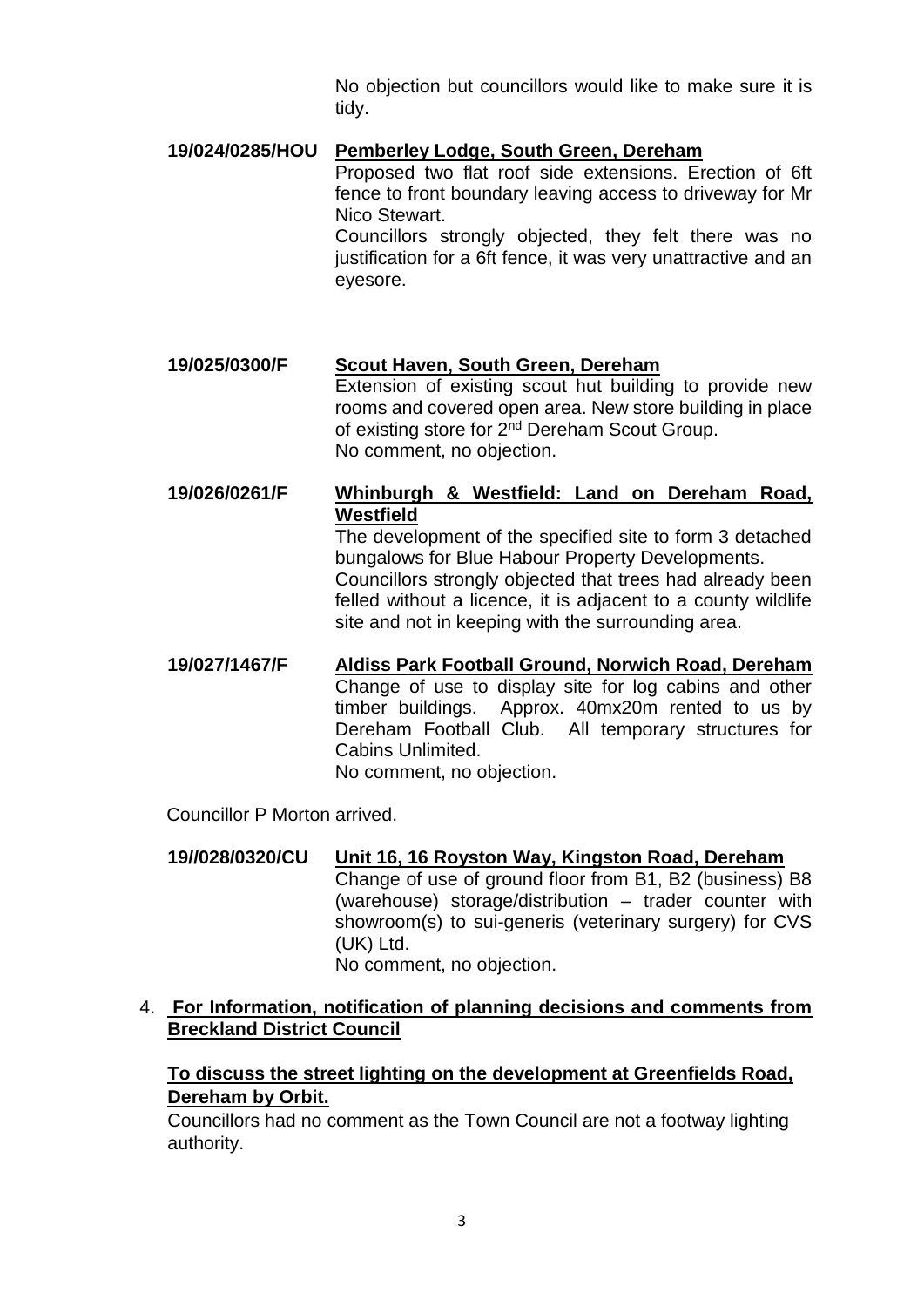No objection but councillors would like to make sure it is tidy.

**19/024/0285/HOU** **Pemberley Lodge, South Green, Dereham**

Proposed two flat roof side extensions. Erection of 6ft fence to front boundary leaving access to driveway for Mr Nico Stewart.

Councillors strongly objected, they felt there was no justification for a 6ft fence, it was very unattractive and an eyesore.

**19/025/0300/F** **Scout Haven, South Green, Dereham**

Extension of existing scout hut building to provide new rooms and covered open area. New store building in place of existing store for 2nd Dereham Scout Group.

No comment, no objection.

**19/026/0261/F** **Whinburgh & Westfield: Land on Dereham Road, Westfield**

The development of the specified site to form 3 detached bungalows for Blue Habour Property Developments.

Councillors strongly objected that trees had already been felled without a licence, it is adjacent to a county wildlife site and not in keeping with the surrounding area.

**19/027/1467/F** **Aldiss Park Football Ground, Norwich Road, Dereham**

Change of use to display site for log cabins and other timber buildings. Approx. 40mx20m rented to us by Dereham Football Club. All temporary structures for Cabins Unlimited.

No comment, no objection.

Councillor P Morton arrived.

**19//028/0320/CU** **Unit 16, 16 Royston Way, Kingston Road, Dereham**

Change of use of ground floor from B1, B2 (business) B8 (warehouse) storage/distribution – trader counter with showroom(s) to sui-generis (veterinary surgery) for CVS (UK) Ltd.

No comment, no objection.

4. **For Information, notification of planning decisions and comments from Breckland District Council**

**To discuss the street lighting on the development at Greenfields Road, Dereham by Orbit.**

Councillors had no comment as the Town Council are not a footway lighting authority.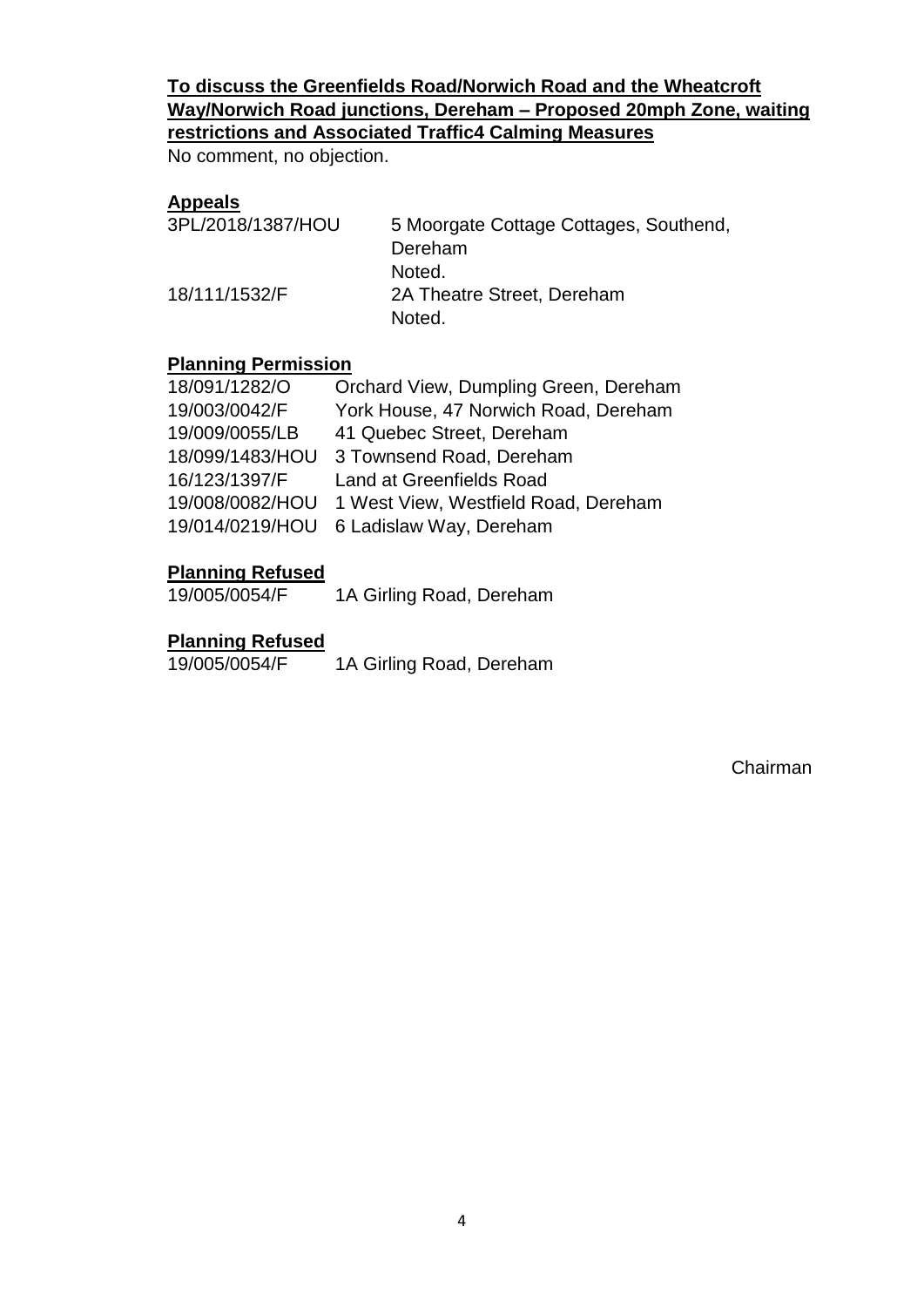**To discuss the Greenfields Road/Norwich Road and the Wheatcroft Way/Norwich Road junctions, Dereham – Proposed 20mph Zone, waiting restrictions and Associated Traffic4 Calming Measures**

No comment, no objection.

**Appeals**

| | |
|---|---|
| 3PL/2018/1387/HOU | 5 Moorgate Cottage Cottages, Southend, Dereham<br>Noted. |
| 18/111/1532/F | 2A Theatre Street, Dereham<br>Noted. |

**Planning Permission**

| | |
|---|---|
| 18/091/1282/O | Orchard View, Dumpling Green, Dereham |
| 19/003/0042/F | York House, 47 Norwich Road, Dereham |
| 19/009/0055/LB | 41 Quebec Street, Dereham |
| 18/099/1483/HOU | 3 Townsend Road, Dereham |
| 16/123/1397/F | Land at Greenfields Road |
| 19/008/0082/HOU | 1 West View, Westfield Road, Dereham |
| 19/014/0219/HOU | 6 Ladislaw Way, Dereham |

**Planning Refused**

19/005/0054/F 1A Girling Road, Dereham

**Planning Refused**

19/005/0054/F 1A Girling Road, Dereham

Chairman